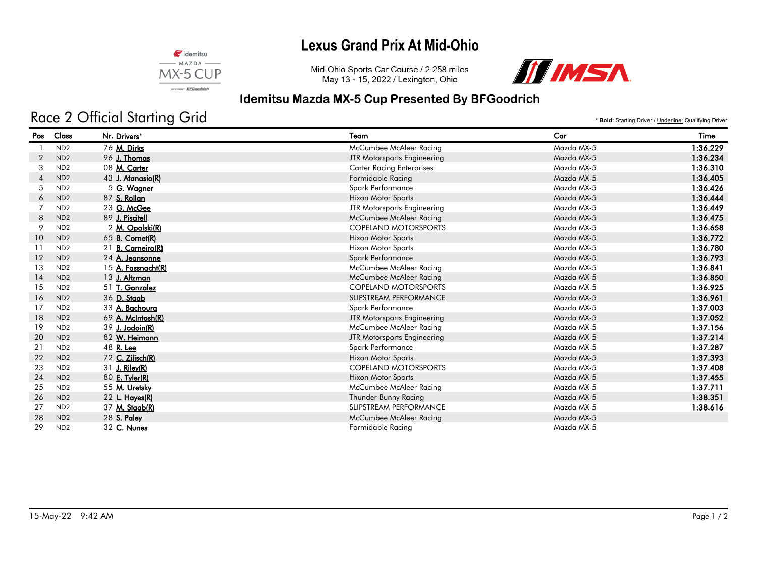# Lexus Grand Prix At Mid-Ohio

Mid-Ohio Sports Car Course / 2.258 miles
May 13 - 15, 2022 / Lexington, Ohio

## Idemitsu Mazda MX-5 Cup Presented By BFGoodrich

## Race 2 Official Starting Grid

\* **Bold:** Starting Driver / Underline: Qualifying Driver

| Pos | Class | Nr. | Drivers* | Team | Car | Time |
|---|---|---|---|---|---|---|
| 1 | ND2 | 76 | **M. Dirks** | McCumbee McAleer Racing | Mazda MX-5 | **1:36.229** |
| 2 | ND2 | 96 | **J. Thomas** | JTR Motorsports Engineering | Mazda MX-5 | **1:36.234** |
| 3 | ND2 | 08 | **M. Carter** | Carter Racing Enterprises | Mazda MX-5 | **1:36.310** |
| 4 | ND2 | 43 | **J. Atanasio(R)** | Formidable Racing | Mazda MX-5 | **1:36.405** |
| 5 | ND2 | 5 | **G. Wagner** | Spark Performance | Mazda MX-5 | **1:36.426** |
| 6 | ND2 | 87 | **S. Rollan** | Hixon Motor Sports | Mazda MX-5 | **1:36.444** |
| 7 | ND2 | 23 | **G. McGee** | JTR Motorsports Engineering | Mazda MX-5 | **1:36.449** |
| 8 | ND2 | 89 | **J. Piscitell** | McCumbee McAleer Racing | Mazda MX-5 | **1:36.475** |
| 9 | ND2 | 2 | **M. Opalski(R)** | COPELAND MOTORSPORTS | Mazda MX-5 | **1:36.658** |
| 10 | ND2 | 65 | **B. Cornet(R)** | Hixon Motor Sports | Mazda MX-5 | **1:36.772** |
| 11 | ND2 | 21 | **B. Carneiro(R)** | Hixon Motor Sports | Mazda MX-5 | **1:36.780** |
| 12 | ND2 | 24 | **A. Jeansonne** | Spark Performance | Mazda MX-5 | **1:36.793** |
| 13 | ND2 | 15 | **A. Fassnacht(R)** | McCumbee McAleer Racing | Mazda MX-5 | **1:36.841** |
| 14 | ND2 | 13 | **J. Altzman** | McCumbee McAleer Racing | Mazda MX-5 | **1:36.850** |
| 15 | ND2 | 51 | **T. Gonzalez** | COPELAND MOTORSPORTS | Mazda MX-5 | **1:36.925** |
| 16 | ND2 | 36 | **D. Staab** | SLIPSTREAM PERFORMANCE | Mazda MX-5 | **1:36.961** |
| 17 | ND2 | 33 | **A. Bachoura** | Spark Performance | Mazda MX-5 | **1:37.003** |
| 18 | ND2 | 69 | **A. McIntosh(R)** | JTR Motorsports Engineering | Mazda MX-5 | **1:37.052** |
| 19 | ND2 | 39 | **J. Jodoin(R)** | McCumbee McAleer Racing | Mazda MX-5 | **1:37.156** |
| 20 | ND2 | 82 | **W. Heimann** | JTR Motorsports Engineering | Mazda MX-5 | **1:37.214** |
| 21 | ND2 | 48 | **R. Lee** | Spark Performance | Mazda MX-5 | **1:37.287** |
| 22 | ND2 | 72 | **C. Zilisch(R)** | Hixon Motor Sports | Mazda MX-5 | **1:37.393** |
| 23 | ND2 | 31 | **J. Riley(R)** | COPELAND MOTORSPORTS | Mazda MX-5 | **1:37.408** |
| 24 | ND2 | 80 | **E. Tyler(R)** | Hixon Motor Sports | Mazda MX-5 | **1:37.455** |
| 25 | ND2 | 55 | **M. Uretsky** | McCumbee McAleer Racing | Mazda MX-5 | **1:37.711** |
| 26 | ND2 | 22 | **L. Hayes(R)** | Thunder Bunny Racing | Mazda MX-5 | **1:38.351** |
| 27 | ND2 | 37 | **M. Staab(R)** | SLIPSTREAM PERFORMANCE | Mazda MX-5 | **1:38.616** |
| 28 | ND2 | 28 | **S. Paley** | McCumbee McAleer Racing | Mazda MX-5 | |
| 29 | ND2 | 32 | **C. Nunes** | Formidable Racing | Mazda MX-5 | |

15-May-22 9:42 AM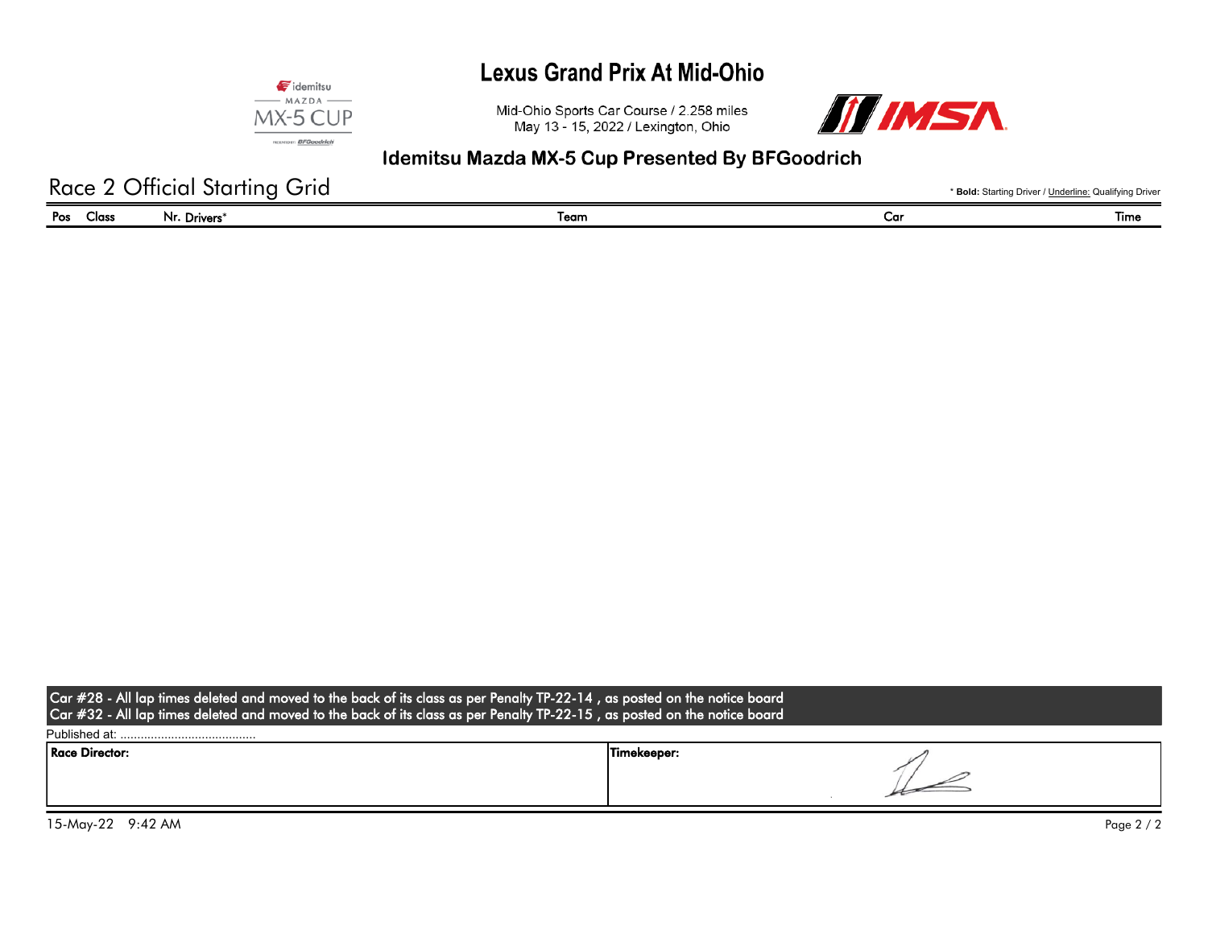# Lexus Grand Prix At Mid-Ohio

Mid-Ohio Sports Car Course / 2.258 miles
May 13 - 15, 2022 / Lexington, Ohio

## Idemitsu Mazda MX-5 Cup Presented By BFGoodrich

## Race 2 Official Starting Grid

* **Bold:** Starting Driver / Underline: Qualifying Driver

| Pos | Class | Nr. Drivers* | Team | Car | Time |
|---|---|---|---|---|---|

Car #28 - All lap times deleted and moved to the back of its class as per Penalty TP-22-14 , as posted on the notice board
Car #32 - All lap times deleted and moved to the back of its class as per Penalty TP-22-15 , as posted on the notice board

Published at: ........................................

| Race Director: | Timekeeper: |
|---|---|
| | |

15-May-22 9:42 AM